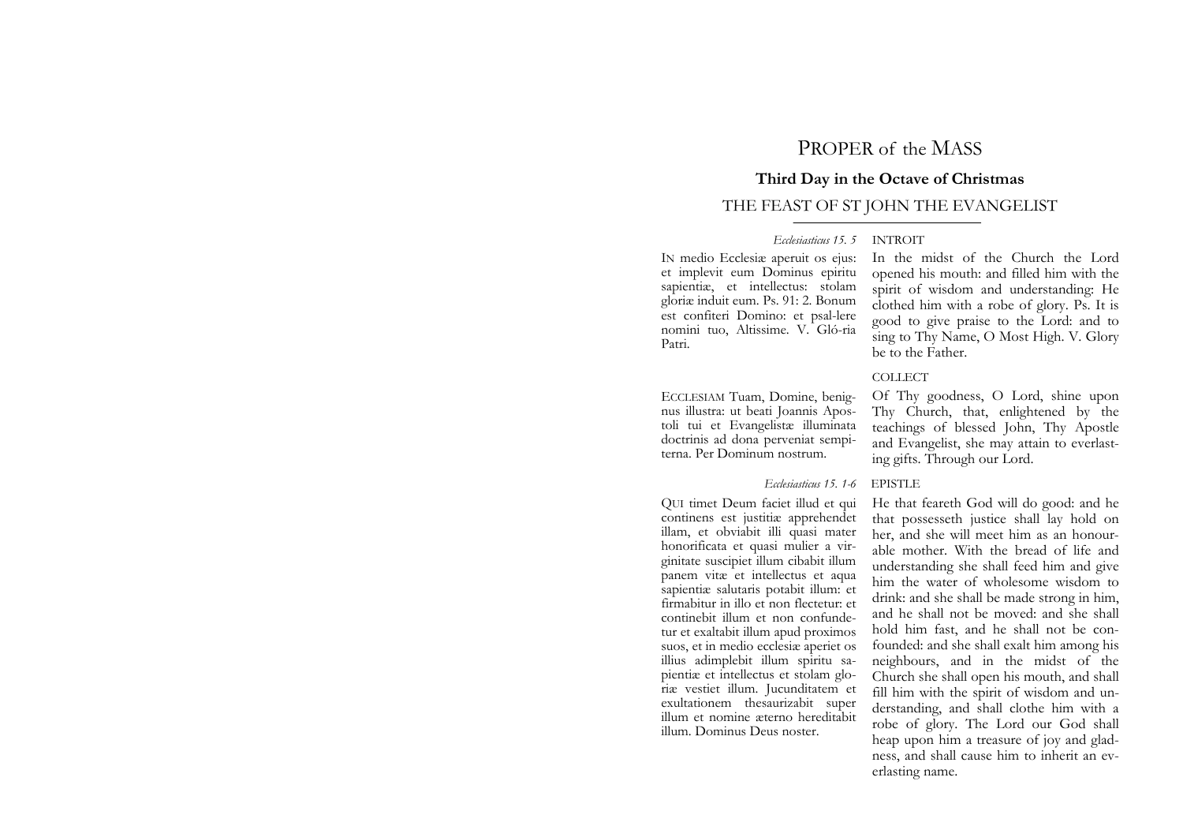# PROPER of the MASS

## Third Day in the Octave of Christmas

## THE FEAST OF ST JOHN THE EVANGELIST

*Ecclesiasticus 15. 5*

INTROIT

IN medio Ecclesiæ aperuit os ejus: et implevit eum Dominus epiritu sapientiæ, et intellectus: stolam gloriæ induit eum. Ps. 91: 2. Bonum est confiteri Domino: et psal-lere nomini tuo, Altissime. V. Gló-ria Patri.

In the midst of the Church the Lord opened his mouth: and filled him with the spirit of wisdom and understanding: He clothed him with a robe of glory. Ps. It is good to give praise to the Lord: and to sing to Thy Name, O Most High. V. Glory be to the Father.

COLLECT

ECCLESIAM Tuam, Domine, benignus illustra: ut beati Joannis Apostoli tui et Evangelistæ illuminata doctrinis ad dona perveniat sempiterna. Per Dominum nostrum.

Of Thy goodness, O Lord, shine upon Thy Church, that, enlightened by the teachings of blessed John, Thy Apostle and Evangelist, she may attain to everlasting gifts. Through our Lord.

*Ecclesiasticus 15. 1-6*

EPISTLE

QUI timet Deum faciet illud et qui continens est justitiæ apprehendet illam, et obviabit illi quasi mater honorificata et quasi mulier a virginitate suscipiet illum cibabit illum panem vitæ et intellectus et aqua sapientiæ salutaris potabit illum: et firmabitur in illo et non flectetur: et continebit illum et non confundetur et exaltabit illum apud proximos suos, et in medio ecclesiæ aperiet os illius adimplebit illum spiritu sapientiæ et intellectus et stolam gloriæ vestiet illum. Jucunditatem et exultationem thesaurizabit super illum et nomine æterno hereditabit illum. Dominus Deus noster.

He that feareth God will do good: and he that possesseth justice shall lay hold on her, and she will meet him as an honourable mother. With the bread of life and understanding she shall feed him and give him the water of wholesome wisdom to drink: and she shall be made strong in him, and he shall not be moved: and she shall hold him fast, and he shall not be confounded: and she shall exalt him among his neighbours, and in the midst of the Church she shall open his mouth, and shall fill him with the spirit of wisdom and understanding, and shall clothe him with a robe of glory. The Lord our God shall heap upon him a treasure of joy and gladness, and shall cause him to inherit an everlasting name.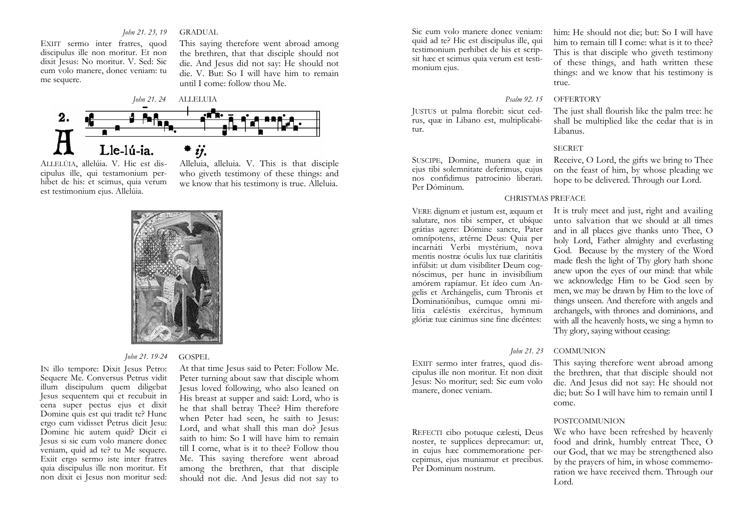*John 21. 23, 19* GRADUAL

EXIIT sermo inter fratres, quod discipulus ille non moritur. Et non dixit Jesus: No moritur. V. Sed: Sic eum volo manere, donec veniam: tu me sequere.

This saying therefore went abroad among the brethren, that that disciple should not die. And Jesus did not say: He should not die. V. But: So I will have him to remain until I come: follow thou Me.

*John 21. 24* ALLELUIA

2. ALle-lú-ia. * ij.

ALLELÚIA, allelúia. V. Hic est discipulus ille, qui testamonium perhibet de his: et scimus, quia verum est testimonium ejus. Allelúia.

Alleluia, alleluia. V. This is that disciple who giveth testimony of these things: and we know that his testimony is true. Alleluia.

*John 21. 19-24* GOSPEL

IN illo tempore: Dixit Jesus Petro: Sequere Me. Conversus Petrus vidit illum discipulum quem diligebat Jesus sequentem qui et recubuit in cena super pectus ejus et dixit Domine quis est qui tradit te? Hunc ergo cum vidisset Petrus dicit Jesu: Domine hic autem quid? Dicit ei Jesus si sic eum volo manere donec veniam, quid ad te? tu Me sequere. Exiit ergo sermo iste inter fratres quia discipulus ille non moritur. Et non dixit ei Jesus non moritur sed: Sic eum volo manere donec veniam: quid ad te? Hic est discipulus ille, qui testimonium perhibet de his et scripsit hæc et scimus quia verum est testimonium ejus.

At that time Jesus said to Peter: Follow Me. Peter turning about saw that disciple whom Jesus loved following, who also leaned on His breast at supper and said: Lord, who is he that shall betray Thee? Him therefore when Peter had seen, he saith to Jesus: Lord, and what shall this man do? Jesus saith to him: So I will have him to remain till I come, what is it to thee? Follow thou Me. This saying therefore went abroad among the brethren, that that disciple should not die. And Jesus did not say to him: He should not die; but: So I will have him to remain till I come: what is it to thee? This is that disciple who giveth testimony of these things, and hath written these things: and we know that his testimony is true.

*Psalm 92. 15* OFFERTORY

JUSTUS ut palma florebit: sicut cedrus, quæ in Libano est, multiplicabitur.

The just shall flourish like the palm tree: he shall be multiplied like the cedar that is in Libanus.

SECRET

SUSCIPE, Domine, munera quæ in ejus tibi solemnitate deferimus, cujus nos confidimus patrocinio liberari. Per Dóminum.

Receive, O Lord, the gifts we bring to Thee on the feast of him, by whose pleading we hope to be delivered. Through our Lord.

CHRISTMAS PREFACE

VERE dignum et justum est, æquum et salutare, nos tibi semper, et ubíque grátias agere: Dómine sancte, Pater omnípotens, ætérne Deus: Quia per incarnáti Verbi mystérium, nova mentis nostræ óculis lux tuæ claritátis infúlsit: ut dum visibíliter Deum cognóscimus, per hunc in invisibílium amórem rapíamur. Et ídeo cum Angelis et Archángelis, cum Thronis et Dominatiónibus, cumque omni milítia cæléstis exércitus, hymnum glóriæ tuæ cánimus sine fine dicéntes:

It is truly meet and just, right and availing unto salvation that we should at all times and in all places give thanks unto Thee, O holy Lord, Father almighty and everlasting God. Because by the mystery of the Word made flesh the light of Thy glory hath shone anew upon the eyes of our mind: that while we acknowledge Him to be God seen by men, we may be drawn by Him to the love of things unseen. And therefore with angels and archangels, with thrones and dominions, and with all the heavenly hosts, we sing a hymn to Thy glory, saying without ceasing:

*John 21. 23* COMMUNION

EXIIT sermo inter fratres, quod discipulus ille non moritur. Et non dixit Jesus: No moritur; sed: Sic eum volo manere, donec veniam.

This saying therefore went abroad among the brethren, that that disciple should not die. And Jesus did not say: He should not die; but: So I will have him to remain until I come.

POSTCOMMUNION

REFECTI cibo potuque cælesti, Deus noster, te supplices deprecamur: ut, in cujus hæc commemoratione percepimus, ejus muniamur et precibus. Per Dominum nostrum.

We who have been refreshed by heavenly food and drink, humbly entreat Thee, O our God, that we may be strengthened also by the prayers of him, in whose commemoration we have received them. Through our Lord.